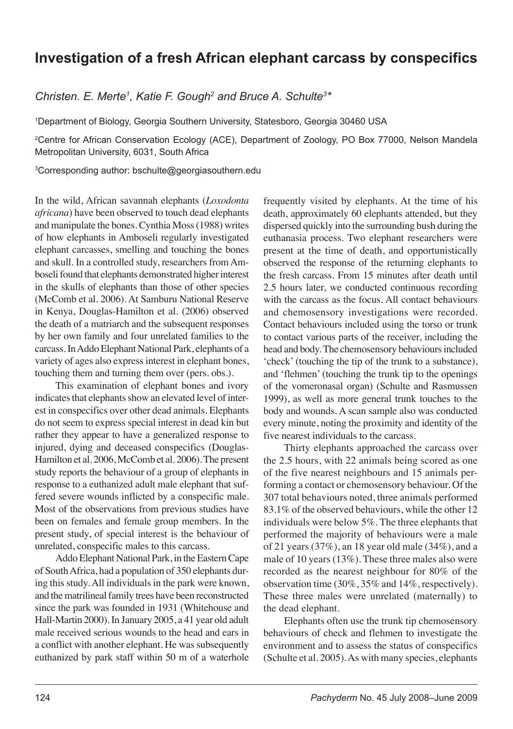# Investigation of a fresh African elephant carcass by conspecifics

*Christen. E. Merte[1], Katie F. Gough[2] and Bruce A. Schulte[3]\**

[1]Department of Biology, Georgia Southern University, Statesboro, Georgia 30460 USA

[2]Centre for African Conservation Ecology (ACE), Department of Zoology, PO Box 77000, Nelson Mandela Metropolitan University, 6031, South Africa

[3]Corresponding author: bschulte@georgiasouthern.edu

In the wild, African savannah elephants (*Loxodonta africana*) have been observed to touch dead elephants and manipulate the bones. Cynthia Moss (1988) writes of how elephants in Amboseli regularly investigated elephant carcasses, smelling and touching the bones and skull. In a controlled study, researchers from Amboseli found that elephants demonstrated higher interest in the skulls of elephants than those of other species (McComb et al. 2006). At Samburu National Reserve in Kenya, Douglas-Hamilton et al. (2006) observed the death of a matriarch and the subsequent responses by her own family and four unrelated families to the carcass. In Addo Elephant National Park, elephants of a variety of ages also express interest in elephant bones, touching them and turning them over (pers. obs.).

This examination of elephant bones and ivory indicates that elephants show an elevated level of interest in conspecifics over other dead animals. Elephants do not seem to express special interest in dead kin but rather they appear to have a generalized response to injured, dying and deceased conspecifics (Douglas-Hamilton et al. 2006, McComb et al. 2006). The present study reports the behaviour of a group of elephants in response to a euthanized adult male elephant that suffered severe wounds inflicted by a conspecific male. Most of the observations from previous studies have been on females and female group members. In the present study, of special interest is the behaviour of unrelated, conspecific males to this carcass.

Addo Elephant National Park, in the Eastern Cape of South Africa, had a population of 350 elephants during this study. All individuals in the park were known, and the matrilineal family trees have been reconstructed since the park was founded in 1931 (Whitehouse and Hall-Martin 2000). In January 2005, a 41 year old adult male received serious wounds to the head and ears in a conflict with another elephant. He was subsequently euthanized by park staff within 50 m of a waterhole frequently visited by elephants. At the time of his death, approximately 60 elephants attended, but they dispersed quickly into the surrounding bush during the euthanasia process. Two elephant researchers were present at the time of death, and opportunistically observed the response of the returning elephants to the fresh carcass. From 15 minutes after death until 2.5 hours later, we conducted continuous recording with the carcass as the focus. All contact behaviours and chemosensory investigations were recorded. Contact behaviours included using the torso or trunk to contact various parts of the receiver, including the head and body. The chemosensory behaviours included 'check' (touching the tip of the trunk to a substance), and 'flehmen' (touching the trunk tip to the openings of the vomeronasal organ) (Schulte and Rasmussen 1999), as well as more general trunk touches to the body and wounds. A scan sample also was conducted every minute, noting the proximity and identity of the five nearest individuals to the carcass.

Thirty elephants approached the carcass over the 2.5 hours, with 22 animals being scored as one of the five nearest neighbours and 15 animals performing a contact or chemosensory behaviour. Of the 307 total behaviours noted, three animals performed 83.1% of the observed behaviours, while the other 12 individuals were below 5%. The three elephants that performed the majority of behaviours were a male of 21 years (37%), an 18 year old male (34%), and a male of 10 years (13%). These three males also were recorded as the nearest neighbour for 80% of the observation time (30%, 35% and 14%, respectively). These three males were unrelated (maternally) to the dead elephant.

Elephants often use the trunk tip chemosensory behaviours of check and flehmen to investigate the environment and to assess the status of conspecifics (Schulte et al. 2005). As with many species, elephants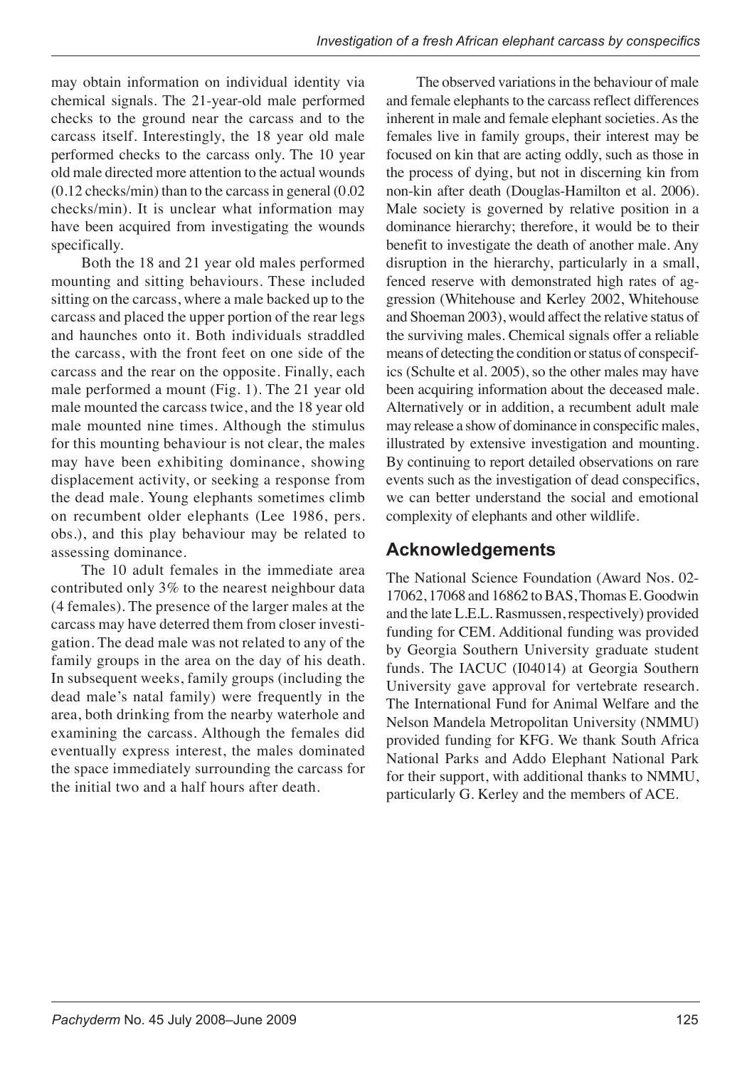may obtain information on individual identity via chemical signals. The 21-year-old male performed checks to the ground near the carcass and to the carcass itself. Interestingly, the 18 year old male performed checks to the carcass only. The 10 year old male directed more attention to the actual wounds (0.12 checks/min) than to the carcass in general (0.02 checks/min). It is unclear what information may have been acquired from investigating the wounds specifically.

Both the 18 and 21 year old males performed mounting and sitting behaviours. These included sitting on the carcass, where a male backed up to the carcass and placed the upper portion of the rear legs and haunches onto it. Both individuals straddled the carcass, with the front feet on one side of the carcass and the rear on the opposite. Finally, each male performed a mount (Fig. 1). The 21 year old male mounted the carcass twice, and the 18 year old male mounted nine times. Although the stimulus for this mounting behaviour is not clear, the males may have been exhibiting dominance, showing displacement activity, or seeking a response from the dead male. Young elephants sometimes climb on recumbent older elephants (Lee 1986, pers. obs.), and this play behaviour may be related to assessing dominance.

The 10 adult females in the immediate area contributed only 3% to the nearest neighbour data (4 females). The presence of the larger males at the carcass may have deterred them from closer investigation. The dead male was not related to any of the family groups in the area on the day of his death. In subsequent weeks, family groups (including the dead male's natal family) were frequently in the area, both drinking from the nearby waterhole and examining the carcass. Although the females did eventually express interest, the males dominated the space immediately surrounding the carcass for the initial two and a half hours after death.

The observed variations in the behaviour of male and female elephants to the carcass reflect differences inherent in male and female elephant societies. As the females live in family groups, their interest may be focused on kin that are acting oddly, such as those in the process of dying, but not in discerning kin from non-kin after death (Douglas-Hamilton et al. 2006). Male society is governed by relative position in a dominance hierarchy; therefore, it would be to their benefit to investigate the death of another male. Any disruption in the hierarchy, particularly in a small, fenced reserve with demonstrated high rates of aggression (Whitehouse and Kerley 2002, Whitehouse and Shoeman 2003), would affect the relative status of the surviving males. Chemical signals offer a reliable means of detecting the condition or status of conspecifics (Schulte et al. 2005), so the other males may have been acquiring information about the deceased male. Alternatively or in addition, a recumbent adult male may release a show of dominance in conspecific males, illustrated by extensive investigation and mounting. By continuing to report detailed observations on rare events such as the investigation of dead conspecifics, we can better understand the social and emotional complexity of elephants and other wildlife.

## Acknowledgements

The National Science Foundation (Award Nos. 02-17062, 17068 and 16862 to BAS, Thomas E. Goodwin and the late L.E.L. Rasmussen, respectively) provided funding for CEM. Additional funding was provided by Georgia Southern University graduate student funds. The IACUC (I04014) at Georgia Southern University gave approval for vertebrate research. The International Fund for Animal Welfare and the Nelson Mandela Metropolitan University (NMMU) provided funding for KFG. We thank South Africa National Parks and Addo Elephant National Park for their support, with additional thanks to NMMU, particularly G. Kerley and the members of ACE.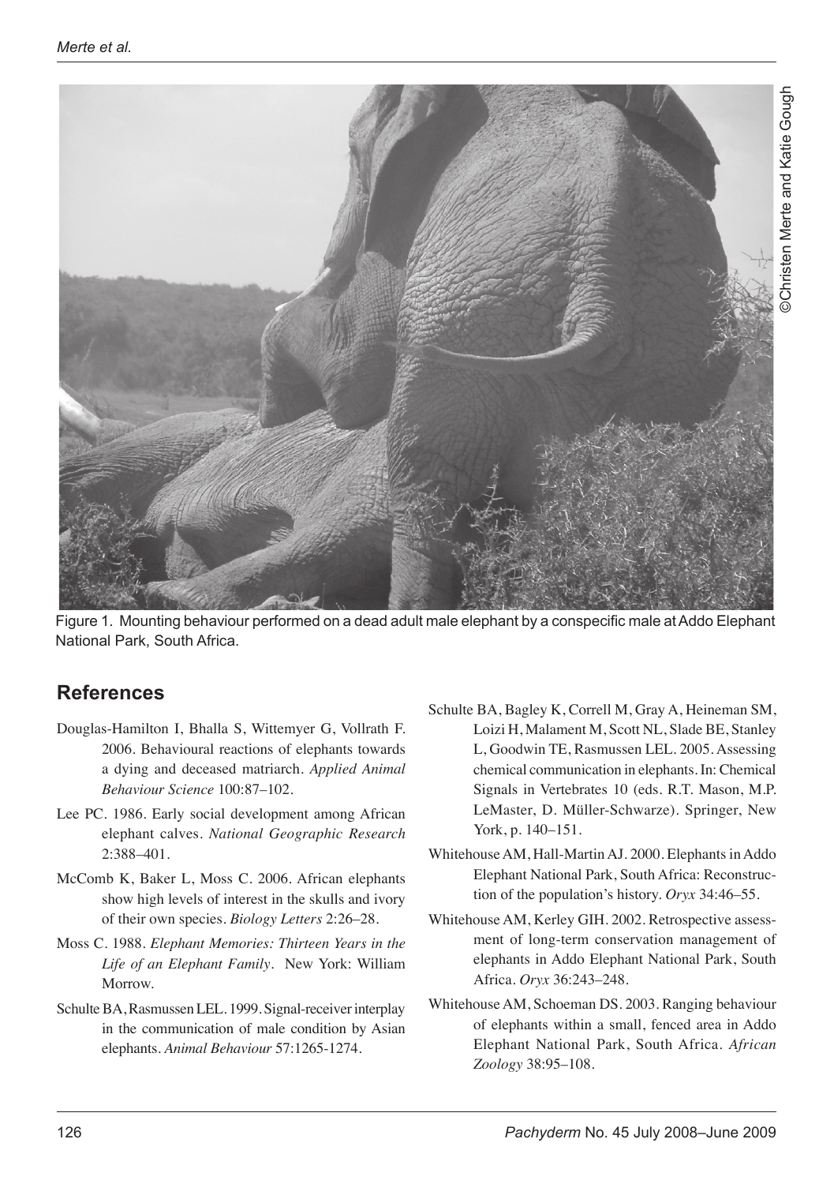Figure 1. Mounting behaviour performed on a dead adult male elephant by a conspecific male at Addo Elephant National Park, South Africa.

## References

Douglas-Hamilton I, Bhalla S, Wittemyer G, Vollrath F. 2006. Behavioural reactions of elephants towards a dying and deceased matriarch. *Applied Animal Behaviour Science* 100:87–102.

Lee PC. 1986. Early social development among African elephant calves. *National Geographic Research* 2:388–401.

McComb K, Baker L, Moss C. 2006. African elephants show high levels of interest in the skulls and ivory of their own species. *Biology Letters* 2:26–28.

Moss C. 1988. *Elephant Memories: Thirteen Years in the Life of an Elephant Family*. New York: William Morrow.

Schulte BA, Rasmussen LEL. 1999. Signal-receiver interplay in the communication of male condition by Asian elephants. *Animal Behaviour* 57:1265-1274.

Schulte BA, Bagley K, Correll M, Gray A, Heineman SM, Loizi H, Malament M, Scott NL, Slade BE, Stanley L, Goodwin TE, Rasmussen LEL. 2005. Assessing chemical communication in elephants. In: Chemical Signals in Vertebrates 10 (eds. R.T. Mason, M.P. LeMaster, D. Müller-Schwarze). Springer, New York, p. 140–151.

Whitehouse AM, Hall-Martin AJ. 2000. Elephants in Addo Elephant National Park, South Africa: Reconstruction of the population's history. *Oryx* 34:46–55.

Whitehouse AM, Kerley GIH. 2002. Retrospective assessment of long-term conservation management of elephants in Addo Elephant National Park, South Africa. *Oryx* 36:243–248.

Whitehouse AM, Schoeman DS. 2003. Ranging behaviour of elephants within a small, fenced area in Addo Elephant National Park, South Africa. *African Zoology* 38:95–108.